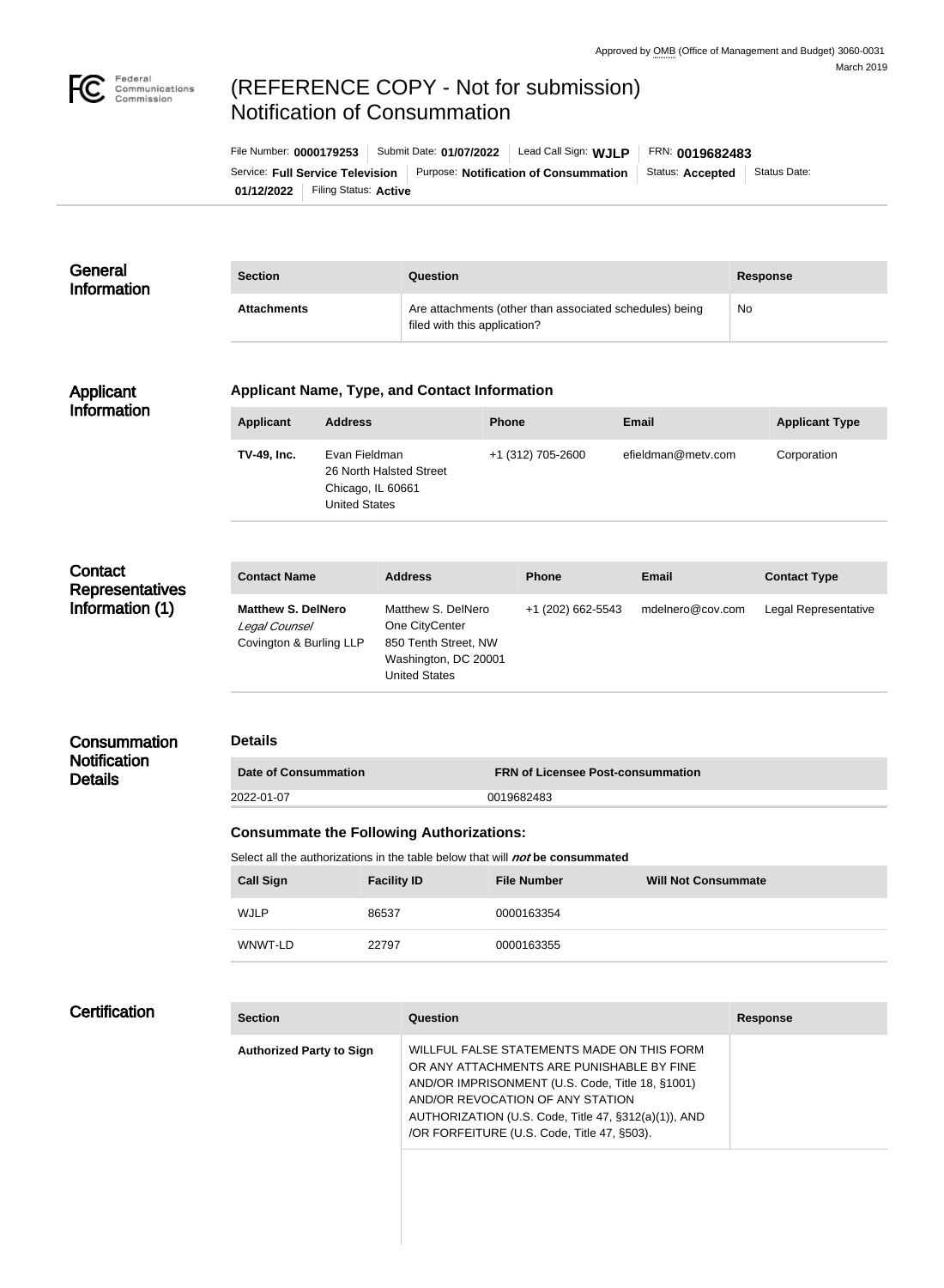Approved by OMB (Office of Management and Budget) 3060-0031
March 2019

# (REFERENCE COPY - Not for submission) Notification of Consummation

File Number: **0000179253** | Submit Date: **01/07/2022** | Lead Call Sign: **WJLP** | FRN: **0019682483**
Service: **Full Service Television** | Purpose: **Notification of Consummation** | Status: **Accepted** | Status Date: **01/12/2022** | Filing Status: **Active**

## General Information

| Section | Question | Response |
|---|---|---|
| **Attachments** | Are attachments (other than associated schedules) being filed with this application? | No |

## Applicant Information

### Applicant Name, Type, and Contact Information

| Applicant | Address | Phone | Email | Applicant Type |
|---|---|---|---|---|
| **TV-49, Inc.** | Evan Fieldman<br>26 North Halsted Street<br>Chicago, IL 60661<br>United States | +1 (312) 705-2600 | efieldman@metv.com | Corporation |

## Contact Representatives Information (1)

| Contact Name | Address | Phone | Email | Contact Type |
|---|---|---|---|---|
| **Matthew S. DelNero**<br>*Legal Counsel*<br>Covington & Burling LLP | Matthew S. DelNero<br>One CityCenter<br>850 Tenth Street, NW<br>Washington, DC 20001<br>United States | +1 (202) 662-5543 | mdelnero@cov.com | Legal Representative |

## Consummation Notification Details

### Details

| Date of Consummation | FRN of Licensee Post-consummation |
|---|---|
| 2022-01-07 | 0019682483 |

### Consummate the Following Authorizations:

Select all the authorizations in the table below that will ***not*** **be consummated**

| Call Sign | Facility ID | File Number | Will Not Consummate |
|---|---|---|---|
| WJLP | 86537 | 0000163354 | |
| WNWT-LD | 22797 | 0000163355 | |

## Certification

| Section | Question | Response |
|---|---|---|
| **Authorized Party to Sign** | WILLFUL FALSE STATEMENTS MADE ON THIS FORM OR ANY ATTACHMENTS ARE PUNISHABLE BY FINE AND/OR IMPRISONMENT (U.S. Code, Title 18, §1001) AND/OR REVOCATION OF ANY STATION AUTHORIZATION (U.S. Code, Title 47, §312(a)(1)), AND /OR FORFEITURE (U.S. Code, Title 47, §503). | |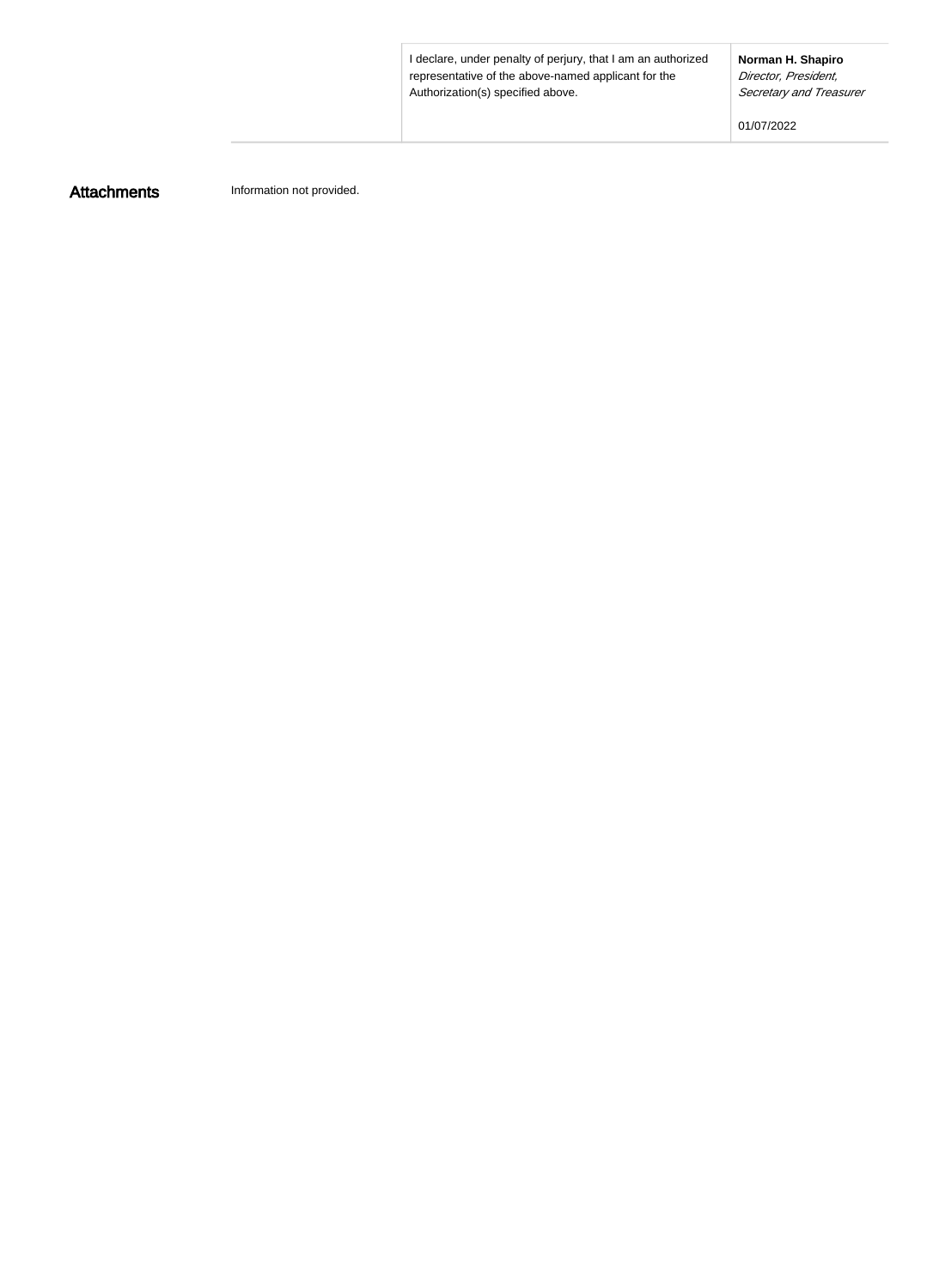| | | |
|---|---|---|
| | I declare, under penalty of perjury, that I am an authorized representative of the above-named applicant for the Authorization(s) specified above. | **Norman H. Shapiro**<br>*Director, President, Secretary and Treasurer*<br><br>01/07/2022 |

## Attachments

Information not provided.